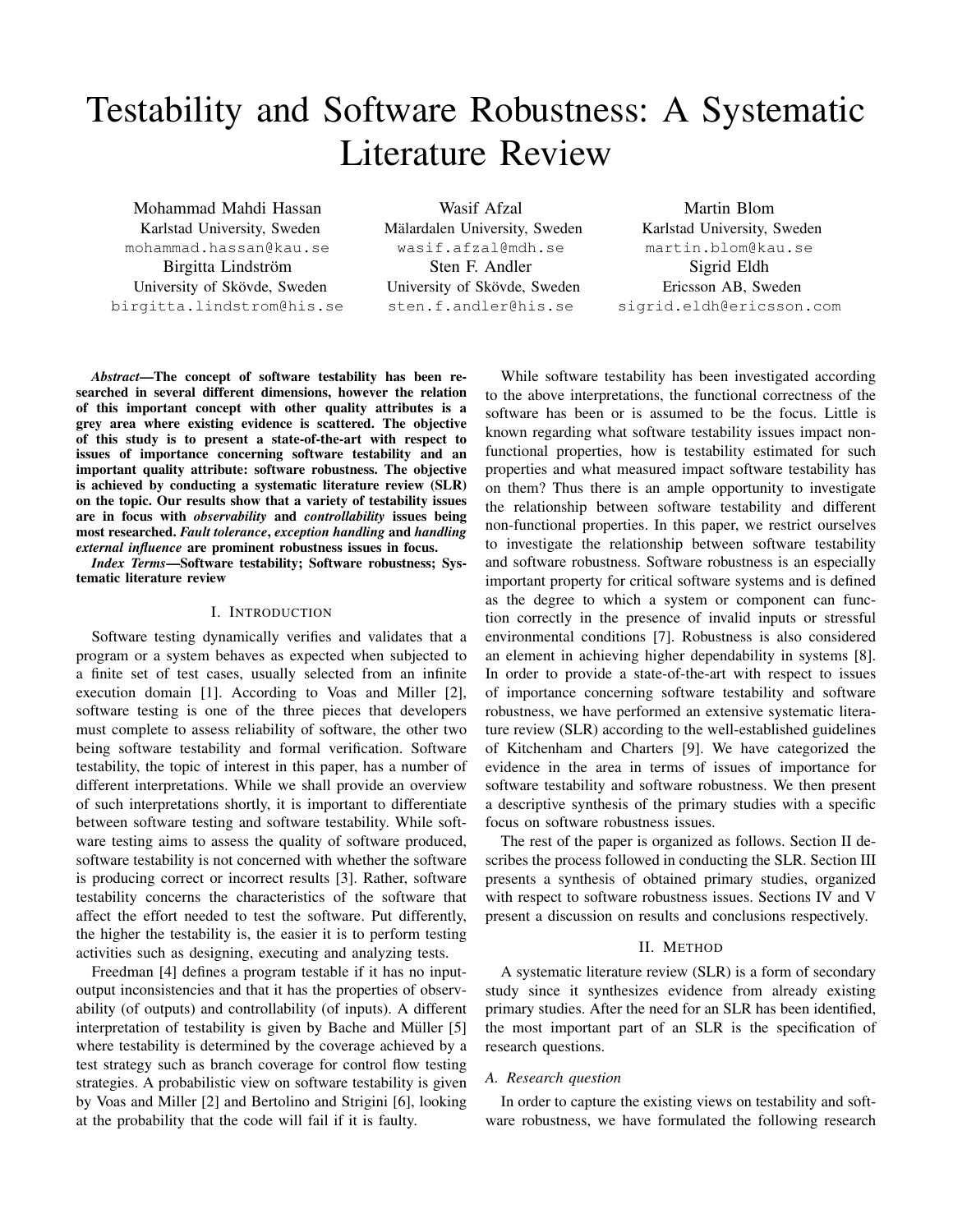# Testability and Software Robustness: A Systematic Literature Review

Mohammad Mahdi Hassan
Karlstad University, Sweden
mohammad.hassan@kau.se

Wasif Afzal
Mälardalen University, Sweden
wasif.afzal@mdh.se

Martin Blom
Karlstad University, Sweden
martin.blom@kau.se

Birgitta Lindström
University of Skövde, Sweden
birgitta.lindstrom@his.se

Sten F. Andler
University of Skövde, Sweden
sten.f.andler@his.se

Sigrid Eldh
Ericsson AB, Sweden
sigrid.eldh@ericsson.com

***Abstract*—The concept of software testability has been researched in several different dimensions, however the relation of this important concept with other quality attributes is a grey area where existing evidence is scattered. The objective of this study is to present a state-of-the-art with respect to issues of importance concerning software testability and an important quality attribute: software robustness. The objective is achieved by conducting a systematic literature review (SLR) on the topic. Our results show that a variety of testability issues are in focus with *observability* and *controllability* issues being most researched. *Fault tolerance*, *exception handling* and *handling external influence* are prominent robustness issues in focus.**

***Index Terms*—Software testability; Software robustness; Systematic literature review**

## I. Introduction

Software testing dynamically verifies and validates that a program or a system behaves as expected when subjected to a finite set of test cases, usually selected from an infinite execution domain [1]. According to Voas and Miller [2], software testing is one of the three pieces that developers must complete to assess reliability of software, the other two being software testability and formal verification. Software testability, the topic of interest in this paper, has a number of different interpretations. While we shall provide an overview of such interpretations shortly, it is important to differentiate between software testing and software testability. While software testing aims to assess the quality of software produced, software testability is not concerned with whether the software is producing correct or incorrect results [3]. Rather, software testability concerns the characteristics of the software that affect the effort needed to test the software. Put differently, the higher the testability is, the easier it is to perform testing activities such as designing, executing and analyzing tests.

Freedman [4] defines a program testable if it has no input-output inconsistencies and that it has the properties of observability (of outputs) and controllability (of inputs). A different interpretation of testability is given by Bache and Müller [5] where testability is determined by the coverage achieved by a test strategy such as branch coverage for control flow testing strategies. A probabilistic view on software testability is given by Voas and Miller [2] and Bertolino and Strigini [6], looking at the probability that the code will fail if it is faulty.

While software testability has been investigated according to the above interpretations, the functional correctness of the software has been or is assumed to be the focus. Little is known regarding what software testability issues impact non-functional properties, how is testability estimated for such properties and what measured impact software testability has on them? Thus there is an ample opportunity to investigate the relationship between software testability and different non-functional properties. In this paper, we restrict ourselves to investigate the relationship between software testability and software robustness. Software robustness is an especially important property for critical software systems and is defined as the degree to which a system or component can function correctly in the presence of invalid inputs or stressful environmental conditions [7]. Robustness is also considered an element in achieving higher dependability in systems [8]. In order to provide a state-of-the-art with respect to issues of importance concerning software testability and software robustness, we have performed an extensive systematic literature review (SLR) according to the well-established guidelines of Kitchenham and Charters [9]. We have categorized the evidence in the area in terms of issues of importance for software testability and software robustness. We then present a descriptive synthesis of the primary studies with a specific focus on software robustness issues.

The rest of the paper is organized as follows. Section II describes the process followed in conducting the SLR. Section III presents a synthesis of obtained primary studies, organized with respect to software robustness issues. Sections IV and V present a discussion on results and conclusions respectively.

## II. Method

A systematic literature review (SLR) is a form of secondary study since it synthesizes evidence from already existing primary studies. After the need for an SLR has been identified, the most important part of an SLR is the specification of research questions.

### A. Research question

In order to capture the existing views on testability and software robustness, we have formulated the following research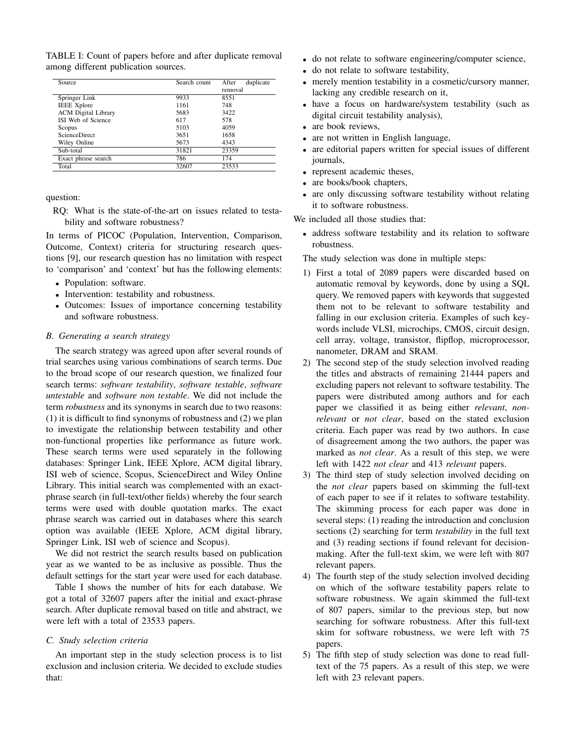TABLE I: Count of papers before and after duplicate removal among different publication sources.

| Source | Search count | After duplicate removal |
|---|---|---|
| Springer Link | 9933 | 8551 |
| IEEE Xplore | 1161 | 748 |
| ACM Digital Library | 5683 | 3422 |
| ISI Web of Science | 617 | 578 |
| Scopus | 5103 | 4059 |
| ScienceDirect | 3651 | 1658 |
| Wiley Online | 5673 | 4343 |
| Sub-total | 31821 | 23359 |
| Exact phrase search | 786 | 174 |
| Total | 32607 | 23533 |

question:

RQ: What is the state-of-the-art on issues related to testability and software robustness?

In terms of PICOC (Population, Intervention, Comparison, Outcome, Context) criteria for structuring research questions [9], our research question has no limitation with respect to 'comparison' and 'context' but has the following elements:

- Population: software.
- Intervention: testability and robustness.
- Outcomes: Issues of importance concerning testability and software robustness.

### B. Generating a search strategy

The search strategy was agreed upon after several rounds of trial searches using various combinations of search terms. Due to the broad scope of our research question, we finalized four search terms: *software testability*, *software testable*, *software untestable* and *software non testable*. We did not include the term *robustness* and its synonyms in search due to two reasons: (1) it is difficult to find synonyms of robustness and (2) we plan to investigate the relationship between testability and other non-functional properties like performance as future work. These search terms were used separately in the following databases: Springer Link, IEEE Xplore, ACM digital library, ISI web of science, Scopus, ScienceDirect and Wiley Online Library. This initial search was complemented with an exact-phrase search (in full-text/other fields) whereby the four search terms were used with double quotation marks. The exact phrase search was carried out in databases where this search option was available (IEEE Xplore, ACM digital library, Springer Link, ISI web of science and Scopus).

We did not restrict the search results based on publication year as we wanted to be as inclusive as possible. Thus the default settings for the start year were used for each database.

Table I shows the number of hits for each database. We got a total of 32607 papers after the initial and exact-phrase search. After duplicate removal based on title and abstract, we were left with a total of 23533 papers.

### C. Study selection criteria

An important step in the study selection process is to list exclusion and inclusion criteria. We decided to exclude studies that:

- do not relate to software engineering/computer science,
- do not relate to software testability,
- merely mention testability in a cosmetic/cursory manner, lacking any credible research on it,
- have a focus on hardware/system testability (such as digital circuit testability analysis),
- are book reviews,
- are not written in English language,
- are editorial papers written for special issues of different journals,
- represent academic theses,
- are books/book chapters,
- are only discussing software testability without relating it to software robustness.

We included all those studies that:

- address software testability and its relation to software robustness.

The study selection was done in multiple steps:

1) First a total of 2089 papers were discarded based on automatic removal by keywords, done by using a SQL query. We removed papers with keywords that suggested them not to be relevant to software testability and falling in our exclusion criteria. Examples of such keywords include VLSI, microchips, CMOS, circuit design, cell array, voltage, transistor, flipflop, microprocessor, nanometer, DRAM and SRAM.
2) The second step of the study selection involved reading the titles and abstracts of remaining 21444 papers and excluding papers not relevant to software testability. The papers were distributed among authors and for each paper we classified it as being either *relevant*, *non-relevant* or *not clear*, based on the stated exclusion criteria. Each paper was read by two authors. In case of disagreement among the two authors, the paper was marked as *not clear*. As a result of this step, we were left with 1422 *not clear* and 413 *relevant* papers.
3) The third step of study selection involved deciding on the *not clear* papers based on skimming the full-text of each paper to see if it relates to software testability. The skimming process for each paper was done in several steps: (1) reading the introduction and conclusion sections (2) searching for term *testability* in the full text and (3) reading sections if found relevant for decision-making. After the full-text skim, we were left with 807 relevant papers.
4) The fourth step of the study selection involved deciding on which of the software testability papers relate to software robustness. We again skimmed the full-text of 807 papers, similar to the previous step, but now searching for software robustness. After this full-text skim for software robustness, we were left with 75 papers.
5) The fifth step of study selection was done to read full-text of the 75 papers. As a result of this step, we were left with 23 relevant papers.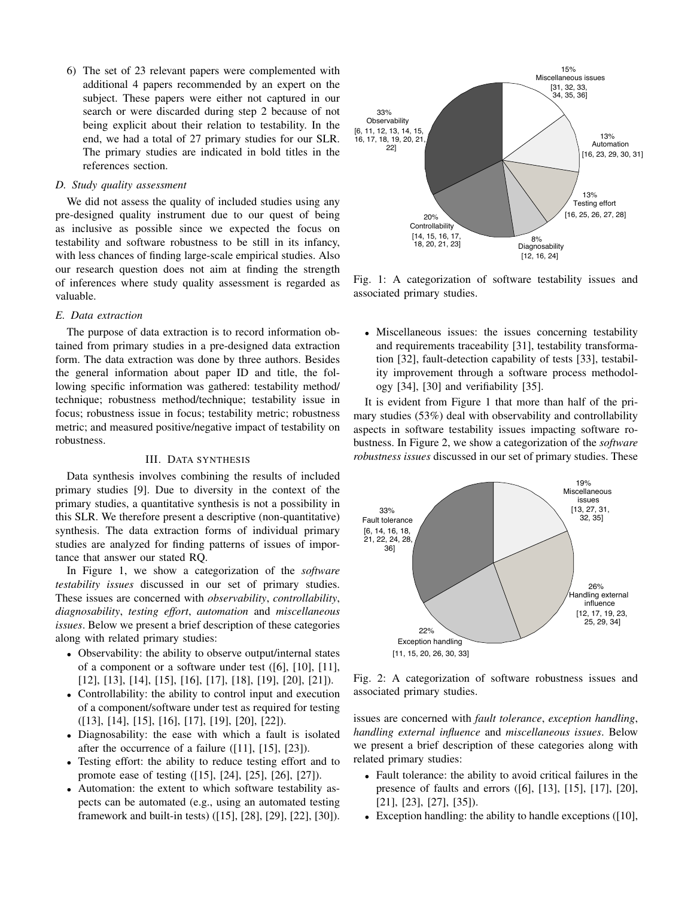6) The set of 23 relevant papers were complemented with additional 4 papers recommended by an expert on the subject. These papers were either not captured in our search or were discarded during step 2 because of not being explicit about their relation to testability. In the end, we had a total of 27 primary studies for our SLR. The primary studies are indicated in bold titles in the references section.

### D. Study quality assessment

We did not assess the quality of included studies using any pre-designed quality instrument due to our quest of being as inclusive as possible since we expected the focus on testability and software robustness to be still in its infancy, with less chances of finding large-scale empirical studies. Also our research question does not aim at finding the strength of inferences where study quality assessment is regarded as valuable.

### E. Data extraction

The purpose of data extraction is to record information obtained from primary studies in a pre-designed data extraction form. The data extraction was done by three authors. Besides the general information about paper ID and title, the following specific information was gathered: testability method/ technique; robustness method/technique; testability issue in focus; robustness issue in focus; testability metric; robustness metric; and measured positive/negative impact of testability on robustness.

## III. Data synthesis

Data synthesis involves combining the results of included primary studies [9]. Due to diversity in the context of the primary studies, a quantitative synthesis is not a possibility in this SLR. We therefore present a descriptive (non-quantitative) synthesis. The data extraction forms of individual primary studies are analyzed for finding patterns of issues of importance that answer our stated RQ.

In Figure 1, we show a categorization of the *software testability issues* discussed in our set of primary studies. These issues are concerned with *observability*, *controllability*, *diagnosability*, *testing effort*, *automation* and *miscellaneous issues*. Below we present a brief description of these categories along with related primary studies:

- Observability: the ability to observe output/internal states of a component or a software under test ([6], [10], [11], [12], [13], [14], [15], [16], [17], [18], [19], [20], [21]).
- Controllability: the ability to control input and execution of a component/software under test as required for testing ([13], [14], [15], [16], [17], [19], [20], [22]).
- Diagnosability: the ease with which a fault is isolated after the occurrence of a failure ([11], [15], [23]).
- Testing effort: the ability to reduce testing effort and to promote ease of testing ([15], [24], [25], [26], [27]).
- Automation: the extent to which software testability aspects can be automated (e.g., using an automated testing framework and built-in tests) ([15], [28], [29], [22], [30]).

15% Miscellaneous issues [31, 32, 33, 34, 35, 36]; 13% Automation [16, 23, 29, 30, 31]; 13% Testing effort [16, 25, 26, 27, 28]; 8% Diagnosability [12, 16, 24]; 20% Controllability [14, 15, 16, 17, 18, 20, 21, 23]; 33% Observability [6, 11, 12, 13, 14, 15, 16, 17, 18, 19, 20, 21, 22]

Fig. 1: A categorization of software testability issues and associated primary studies.

- Miscellaneous issues: the issues concerning testability and requirements traceability [31], testability transformation [32], fault-detection capability of tests [33], testability improvement through a software process methodology [34], [30] and verifiability [35].

It is evident from Figure 1 that more than half of the primary studies (53%) deal with observability and controllability aspects in software testability issues impacting software robustness. In Figure 2, we show a categorization of the *software robustness issues* discussed in our set of primary studies. These issues are concerned with *fault tolerance*, *exception handling*, *handling external influence* and *miscellaneous issues*. Below we present a brief description of these categories along with related primary studies:

19% Miscellaneous issues [13, 27, 31, 32, 35]; 26% Handling external influence [12, 17, 19, 23, 25, 29, 34]; 22% Exception handling [11, 15, 20, 26, 30, 33]; 33% Fault tolerance [6, 14, 16, 18, 21, 22, 24, 28, 36]

Fig. 2: A categorization of software robustness issues and associated primary studies.

- Fault tolerance: the ability to avoid critical failures in the presence of faults and errors ([6], [13], [15], [17], [20], [21], [23], [27], [35]).
- Exception handling: the ability to handle exceptions ([10],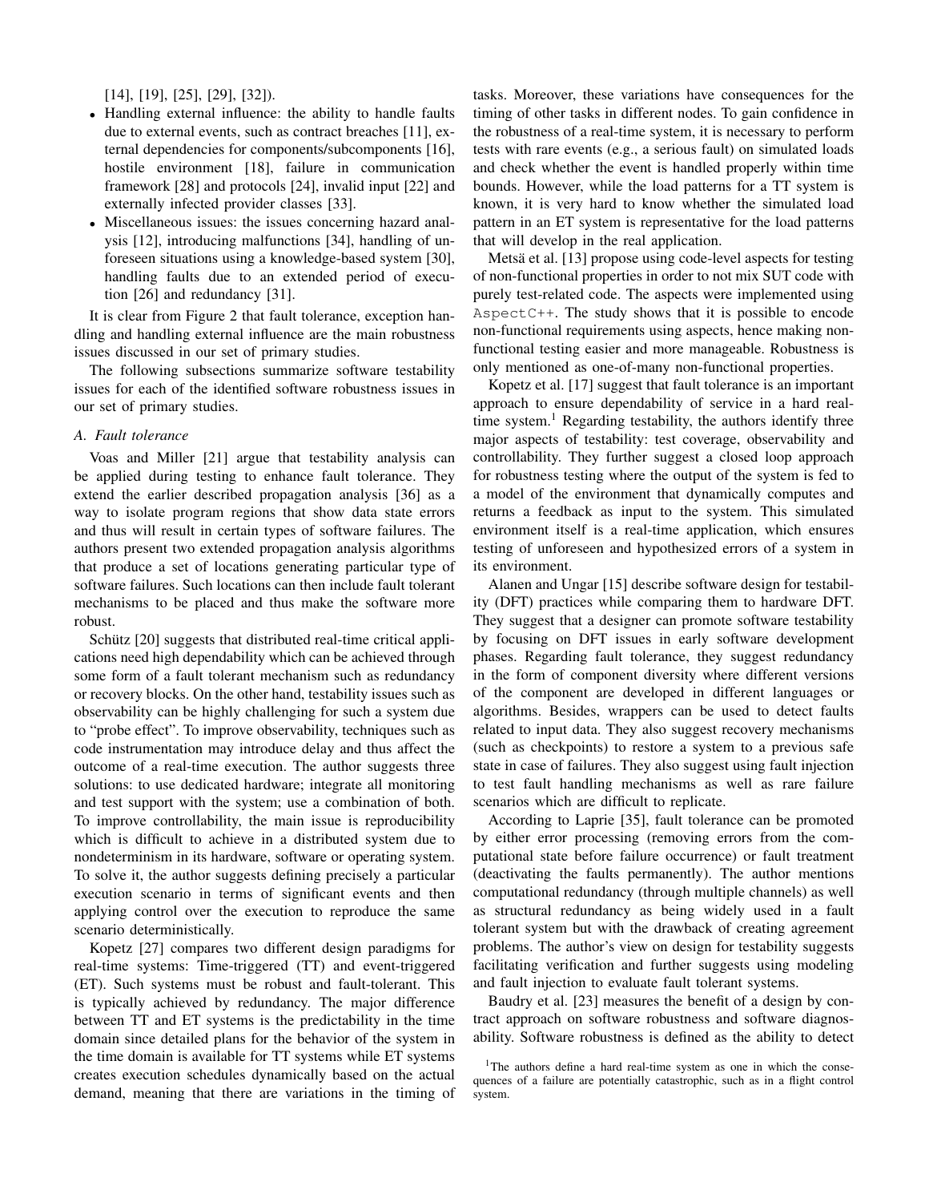[14], [19], [25], [29], [32]).

- Handling external influence: the ability to handle faults due to external events, such as contract breaches [11], external dependencies for components/subcomponents [16], hostile environment [18], failure in communication framework [28] and protocols [24], invalid input [22] and externally infected provider classes [33].
- Miscellaneous issues: the issues concerning hazard analysis [12], introducing malfunctions [34], handling of unforeseen situations using a knowledge-based system [30], handling faults due to an extended period of execution [26] and redundancy [31].

It is clear from Figure 2 that fault tolerance, exception handling and handling external influence are the main robustness issues discussed in our set of primary studies.

The following subsections summarize software testability issues for each of the identified software robustness issues in our set of primary studies.

### A. Fault tolerance

Voas and Miller [21] argue that testability analysis can be applied during testing to enhance fault tolerance. They extend the earlier described propagation analysis [36] as a way to isolate program regions that show data state errors and thus will result in certain types of software failures. The authors present two extended propagation analysis algorithms that produce a set of locations generating particular type of software failures. Such locations can then include fault tolerant mechanisms to be placed and thus make the software more robust.

Schütz [20] suggests that distributed real-time critical applications need high dependability which can be achieved through some form of a fault tolerant mechanism such as redundancy or recovery blocks. On the other hand, testability issues such as observability can be highly challenging for such a system due to "probe effect". To improve observability, techniques such as code instrumentation may introduce delay and thus affect the outcome of a real-time execution. The author suggests three solutions: to use dedicated hardware; integrate all monitoring and test support with the system; use a combination of both. To improve controllability, the main issue is reproducibility which is difficult to achieve in a distributed system due to nondeterminism in its hardware, software or operating system. To solve it, the author suggests defining precisely a particular execution scenario in terms of significant events and then applying control over the execution to reproduce the same scenario deterministically.

Kopetz [27] compares two different design paradigms for real-time systems: Time-triggered (TT) and event-triggered (ET). Such systems must be robust and fault-tolerant. This is typically achieved by redundancy. The major difference between TT and ET systems is the predictability in the time domain since detailed plans for the behavior of the system in the time domain is available for TT systems while ET systems creates execution schedules dynamically based on the actual demand, meaning that there are variations in the timing of tasks. Moreover, these variations have consequences for the timing of other tasks in different nodes. To gain confidence in the robustness of a real-time system, it is necessary to perform tests with rare events (e.g., a serious fault) on simulated loads and check whether the event is handled properly within time bounds. However, while the load patterns for a TT system is known, it is very hard to know whether the simulated load pattern in an ET system is representative for the load patterns that will develop in the real application.

Metsä et al. [13] propose using code-level aspects for testing of non-functional properties in order to not mix SUT code with purely test-related code. The aspects were implemented using `AspectC++`. The study shows that it is possible to encode non-functional requirements using aspects, hence making non-functional testing easier and more manageable. Robustness is only mentioned as one-of-many non-functional properties.

Kopetz et al. [17] suggest that fault tolerance is an important approach to ensure dependability of service in a hard real-time system.[1] Regarding testability, the authors identify three major aspects of testability: test coverage, observability and controllability. They further suggest a closed loop approach for robustness testing where the output of the system is fed to a model of the environment that dynamically computes and returns a feedback as input to the system. This simulated environment itself is a real-time application, which ensures testing of unforeseen and hypothesized errors of a system in its environment.

Alanen and Ungar [15] describe software design for testability (DFT) practices while comparing them to hardware DFT. They suggest that a designer can promote software testability by focusing on DFT issues in early software development phases. Regarding fault tolerance, they suggest redundancy in the form of component diversity where different versions of the component are developed in different languages or algorithms. Besides, wrappers can be used to detect faults related to input data. They also suggest recovery mechanisms (such as checkpoints) to restore a system to a previous safe state in case of failures. They also suggest using fault injection to test fault handling mechanisms as well as rare failure scenarios which are difficult to replicate.

According to Laprie [35], fault tolerance can be promoted by either error processing (removing errors from the computational state before failure occurrence) or fault treatment (deactivating the faults permanently). The author mentions computational redundancy (through multiple channels) as well as structural redundancy as being widely used in a fault tolerant system but with the drawback of creating agreement problems. The author's view on design for testability suggests facilitating verification and further suggests using modeling and fault injection to evaluate fault tolerant systems.

Baudry et al. [23] measures the benefit of a design by contract approach on software robustness and software diagnosability. Software robustness is defined as the ability to detect

[1] The authors define a hard real-time system as one in which the consequences of a failure are potentially catastrophic, such as in a flight control system.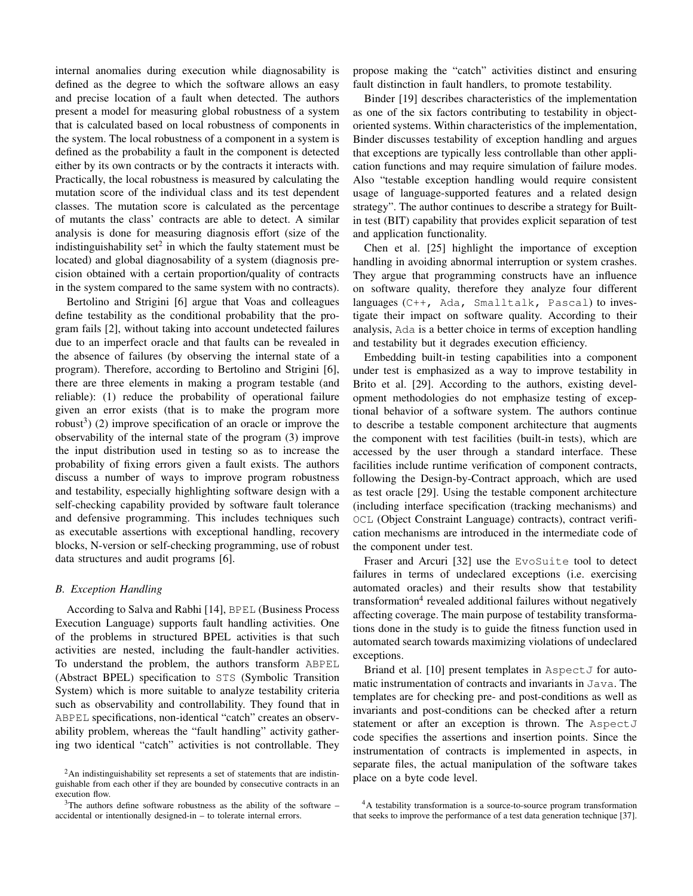internal anomalies during execution while diagnosability is defined as the degree to which the software allows an easy and precise location of a fault when detected. The authors present a model for measuring global robustness of a system that is calculated based on local robustness of components in the system. The local robustness of a component in a system is defined as the probability a fault in the component is detected either by its own contracts or by the contracts it interacts with. Practically, the local robustness is measured by calculating the mutation score of the individual class and its test dependent classes. The mutation score is calculated as the percentage of mutants the class' contracts are able to detect. A similar analysis is done for measuring diagnosis effort (size of the indistinguishability set[2] in which the faulty statement must be located) and global diagnosability of a system (diagnosis precision obtained with a certain proportion/quality of contracts in the system compared to the same system with no contracts).

Bertolino and Strigini [6] argue that Voas and colleagues define testability as the conditional probability that the program fails [2], without taking into account undetected failures due to an imperfect oracle and that faults can be revealed in the absence of failures (by observing the internal state of a program). Therefore, according to Bertolino and Strigini [6], there are three elements in making a program testable (and reliable): (1) reduce the probability of operational failure given an error exists (that is to make the program more robust[3]) (2) improve specification of an oracle or improve the observability of the internal state of the program (3) improve the input distribution used in testing so as to increase the probability of fixing errors given a fault exists. The authors discuss a number of ways to improve program robustness and testability, especially highlighting software design with a self-checking capability provided by software fault tolerance and defensive programming. This includes techniques such as executable assertions with exceptional handling, recovery blocks, N-version or self-checking programming, use of robust data structures and audit programs [6].

### B. Exception Handling

According to Salva and Rabhi [14], `BPEL` (Business Process Execution Language) supports fault handling activities. One of the problems in structured BPEL activities is that such activities are nested, including the fault-handler activities. To understand the problem, the authors transform `ABPEL` (Abstract BPEL) specification to `STS` (Symbolic Transition System) which is more suitable to analyze testability criteria such as observability and controllability. They found that in `ABPEL` specifications, non-identical "catch" creates an observability problem, whereas the "fault handling" activity gathering two identical "catch" activities is not controllable. They propose making the "catch" activities distinct and ensuring fault distinction in fault handlers, to promote testability.

Binder [19] describes characteristics of the implementation as one of the six factors contributing to testability in object-oriented systems. Within characteristics of the implementation, Binder discusses testability of exception handling and argues that exceptions are typically less controllable than other application functions and may require simulation of failure modes. Also "testable exception handling would require consistent usage of language-supported features and a related design strategy". The author continues to describe a strategy for Built-in test (BIT) capability that provides explicit separation of test and application functionality.

Chen et al. [25] highlight the importance of exception handling in avoiding abnormal interruption or system crashes. They argue that programming constructs have an influence on software quality, therefore they analyze four different languages (`C++, Ada, Smalltalk, Pascal`) to investigate their impact on software quality. According to their analysis, `Ada` is a better choice in terms of exception handling and testability but it degrades execution efficiency.

Embedding built-in testing capabilities into a component under test is emphasized as a way to improve testability in Brito et al. [29]. According to the authors, existing development methodologies do not emphasize testing of exceptional behavior of a software system. The authors continue to describe a testable component architecture that augments the component with test facilities (built-in tests), which are accessed by the user through a standard interface. These facilities include runtime verification of component contracts, following the Design-by-Contract approach, which are used as test oracle [29]. Using the testable component architecture (including interface specification (tracking mechanisms) and `OCL` (Object Constraint Language) contracts), contract verification mechanisms are introduced in the intermediate code of the component under test.

Fraser and Arcuri [32] use the `EvoSuite` tool to detect failures in terms of undeclared exceptions (i.e. exercising automated oracles) and their results show that testability transformation[4] revealed additional failures without negatively affecting coverage. The main purpose of testability transformations done in the study is to guide the fitness function used in automated search towards maximizing violations of undeclared exceptions.

Briand et al. [10] present templates in `AspectJ` for automatic instrumentation of contracts and invariants in `Java`. The templates are for checking pre- and post-conditions as well as invariants and post-conditions can be checked after a return statement or after an exception is thrown. The `AspectJ` code specifies the assertions and insertion points. Since the instrumentation of contracts is implemented in aspects, in separate files, the actual manipulation of the software takes place on a byte code level.

[2] An indistinguishability set represents a set of statements that are indistinguishable from each other if they are bounded by consecutive contracts in an execution flow.

[3] The authors define software robustness as the ability of the software – accidental or intentionally designed-in – to tolerate internal errors.

[4] A testability transformation is a source-to-source program transformation that seeks to improve the performance of a test data generation technique [37].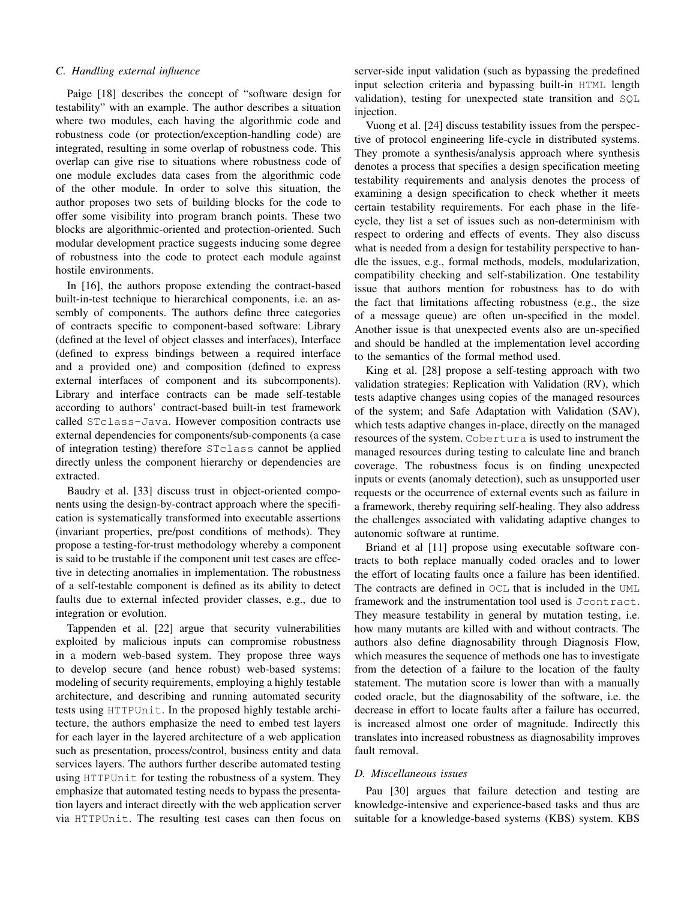### C. Handling external influence

Paige [18] describes the concept of "software design for testability" with an example. The author describes a situation where two modules, each having the algorithmic code and robustness code (or protection/exception-handling code) are integrated, resulting in some overlap of robustness code. This overlap can give rise to situations where robustness code of one module excludes data cases from the algorithmic code of the other module. In order to solve this situation, the author proposes two sets of building blocks for the code to offer some visibility into program branch points. These two blocks are algorithmic-oriented and protection-oriented. Such modular development practice suggests inducing some degree of robustness into the code to protect each module against hostile environments.

In [16], the authors propose extending the contract-based built-in-test technique to hierarchical components, i.e. an assembly of components. The authors define three categories of contracts specific to component-based software: Library (defined at the level of object classes and interfaces), Interface (defined to express bindings between a required interface and a provided one) and composition (defined to express external interfaces of component and its subcomponents). Library and interface contracts can be made self-testable according to authors' contract-based built-in test framework called `STclass-Java`. However composition contracts use external dependencies for components/sub-components (a case of integration testing) therefore `STclass` cannot be applied directly unless the component hierarchy or dependencies are extracted.

Baudry et al. [33] discuss trust in object-oriented components using the design-by-contract approach where the specification is systematically transformed into executable assertions (invariant properties, pre/post conditions of methods). They propose a testing-for-trust methodology whereby a component is said to be trustable if the component unit test cases are effective in detecting anomalies in implementation. The robustness of a self-testable component is defined as its ability to detect faults due to external infected provider classes, e.g., due to integration or evolution.

Tappenden et al. [22] argue that security vulnerabilities exploited by malicious inputs can compromise robustness in a modern web-based system. They propose three ways to develop secure (and hence robust) web-based systems: modeling of security requirements, employing a highly testable architecture, and describing and running automated security tests using `HTTPUnit`. In the proposed highly testable architecture, the authors emphasize the need to embed test layers for each layer in the layered architecture of a web application such as presentation, process/control, business entity and data services layers. The authors further describe automated testing using `HTTPUnit` for testing the robustness of a system. They emphasize that automated testing needs to bypass the presentation layers and interact directly with the web application server via `HTTPUnit`. The resulting test cases can then focus on server-side input validation (such as bypassing the predefined input selection criteria and bypassing built-in `HTML` length validation), testing for unexpected state transition and `SQL` injection.

Vuong et al. [24] discuss testability issues from the perspective of protocol engineering life-cycle in distributed systems. They promote a synthesis/analysis approach where synthesis denotes a process that specifies a design specification meeting testability requirements and analysis denotes the process of examining a design specification to check whether it meets certain testability requirements. For each phase in the life-cycle, they list a set of issues such as non-determinism with respect to ordering and effects of events. They also discuss what is needed from a design for testability perspective to handle the issues, e.g., formal methods, models, modularization, compatibility checking and self-stabilization. One testability issue that authors mention for robustness has to do with the fact that limitations affecting robustness (e.g., the size of a message queue) are often un-specified in the model. Another issue is that unexpected events also are un-specified and should be handled at the implementation level according to the semantics of the formal method used.

King et al. [28] propose a self-testing approach with two validation strategies: Replication with Validation (RV), which tests adaptive changes using copies of the managed resources of the system; and Safe Adaptation with Validation (SAV), which tests adaptive changes in-place, directly on the managed resources of the system. `Cobertura` is used to instrument the managed resources during testing to calculate line and branch coverage. The robustness focus is on finding unexpected inputs or events (anomaly detection), such as unsupported user requests or the occurrence of external events such as failure in a framework, thereby requiring self-healing. They also address the challenges associated with validating adaptive changes to autonomic software at runtime.

Briand et al [11] propose using executable software contracts to both replace manually coded oracles and to lower the effort of locating faults once a failure has been identified. The contracts are defined in `OCL` that is included in the `UML` framework and the instrumentation tool used is `Jcontract`. They measure testability in general by mutation testing, i.e. how many mutants are killed with and without contracts. The authors also define diagnosability through Diagnosis Flow, which measures the sequence of methods one has to investigate from the detection of a failure to the location of the faulty statement. The mutation score is lower than with a manually coded oracle, but the diagnosability of the software, i.e. the decrease in effort to locate faults after a failure has occurred, is increased almost one order of magnitude. Indirectly this translates into increased robustness as diagnosability improves fault removal.

### D. Miscellaneous issues

Pau [30] argues that failure detection and testing are knowledge-intensive and experience-based tasks and thus are suitable for a knowledge-based systems (KBS) system. KBS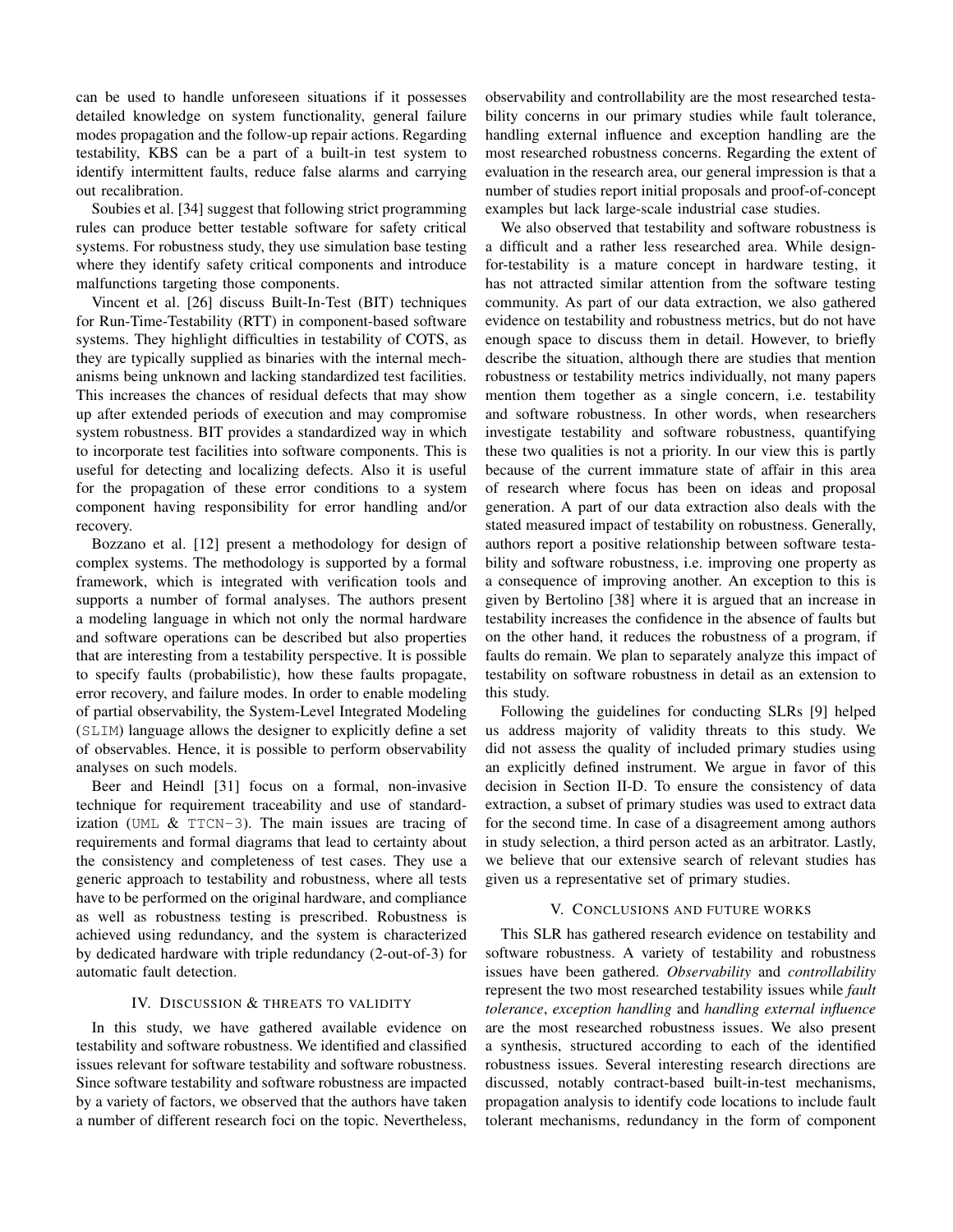can be used to handle unforeseen situations if it possesses detailed knowledge on system functionality, general failure modes propagation and the follow-up repair actions. Regarding testability, KBS can be a part of a built-in test system to identify intermittent faults, reduce false alarms and carrying out recalibration.

Soubies et al. [34] suggest that following strict programming rules can produce better testable software for safety critical systems. For robustness study, they use simulation base testing where they identify safety critical components and introduce malfunctions targeting those components.

Vincent et al. [26] discuss Built-In-Test (BIT) techniques for Run-Time-Testability (RTT) in component-based software systems. They highlight difficulties in testability of COTS, as they are typically supplied as binaries with the internal mechanisms being unknown and lacking standardized test facilities. This increases the chances of residual defects that may show up after extended periods of execution and may compromise system robustness. BIT provides a standardized way in which to incorporate test facilities into software components. This is useful for detecting and localizing defects. Also it is useful for the propagation of these error conditions to a system component having responsibility for error handling and/or recovery.

Bozzano et al. [12] present a methodology for design of complex systems. The methodology is supported by a formal framework, which is integrated with verification tools and supports a number of formal analyses. The authors present a modeling language in which not only the normal hardware and software operations can be described but also properties that are interesting from a testability perspective. It is possible to specify faults (probabilistic), how these faults propagate, error recovery, and failure modes. In order to enable modeling of partial observability, the System-Level Integrated Modeling (SLIM) language allows the designer to explicitly define a set of observables. Hence, it is possible to perform observability analyses on such models.

Beer and Heindl [31] focus on a formal, non-invasive technique for requirement traceability and use of standardization (UML & TTCN-3). The main issues are tracing of requirements and formal diagrams that lead to certainty about the consistency and completeness of test cases. They use a generic approach to testability and robustness, where all tests have to be performed on the original hardware, and compliance as well as robustness testing is prescribed. Robustness is achieved using redundancy, and the system is characterized by dedicated hardware with triple redundancy (2-out-of-3) for automatic fault detection.

## IV. Discussion & threats to validity

In this study, we have gathered available evidence on testability and software robustness. We identified and classified issues relevant for software testability and software robustness. Since software testability and software robustness are impacted by a variety of factors, we observed that the authors have taken a number of different research foci on the topic. Nevertheless, observability and controllability are the most researched testability concerns in our primary studies while fault tolerance, handling external influence and exception handling are the most researched robustness concerns. Regarding the extent of evaluation in the research area, our general impression is that a number of studies report initial proposals and proof-of-concept examples but lack large-scale industrial case studies.

We also observed that testability and software robustness is a difficult and a rather less researched area. While design-for-testability is a mature concept in hardware testing, it has not attracted similar attention from the software testing community. As part of our data extraction, we also gathered evidence on testability and robustness metrics, but do not have enough space to discuss them in detail. However, to briefly describe the situation, although there are studies that mention robustness or testability metrics individually, not many papers mention them together as a single concern, i.e. testability and software robustness. In other words, when researchers investigate testability and software robustness, quantifying these two qualities is not a priority. In our view this is partly because of the current immature state of affair in this area of research where focus has been on ideas and proposal generation. A part of our data extraction also deals with the stated measured impact of testability on robustness. Generally, authors report a positive relationship between software testability and software robustness, i.e. improving one property as a consequence of improving another. An exception to this is given by Bertolino [38] where it is argued that an increase in testability increases the confidence in the absence of faults but on the other hand, it reduces the robustness of a program, if faults do remain. We plan to separately analyze this impact of testability on software robustness in detail as an extension to this study.

Following the guidelines for conducting SLRs [9] helped us address majority of validity threats to this study. We did not assess the quality of included primary studies using an explicitly defined instrument. We argue in favor of this decision in Section II-D. To ensure the consistency of data extraction, a subset of primary studies was used to extract data for the second time. In case of a disagreement among authors in study selection, a third person acted as an arbitrator. Lastly, we believe that our extensive search of relevant studies has given us a representative set of primary studies.

## V. Conclusions and future works

This SLR has gathered research evidence on testability and software robustness. A variety of testability and robustness issues have been gathered. *Observability* and *controllability* represent the two most researched testability issues while *fault tolerance*, *exception handling* and *handling external influence* are the most researched robustness issues. We also present a synthesis, structured according to each of the identified robustness issues. Several interesting research directions are discussed, notably contract-based built-in-test mechanisms, propagation analysis to identify code locations to include fault tolerant mechanisms, redundancy in the form of component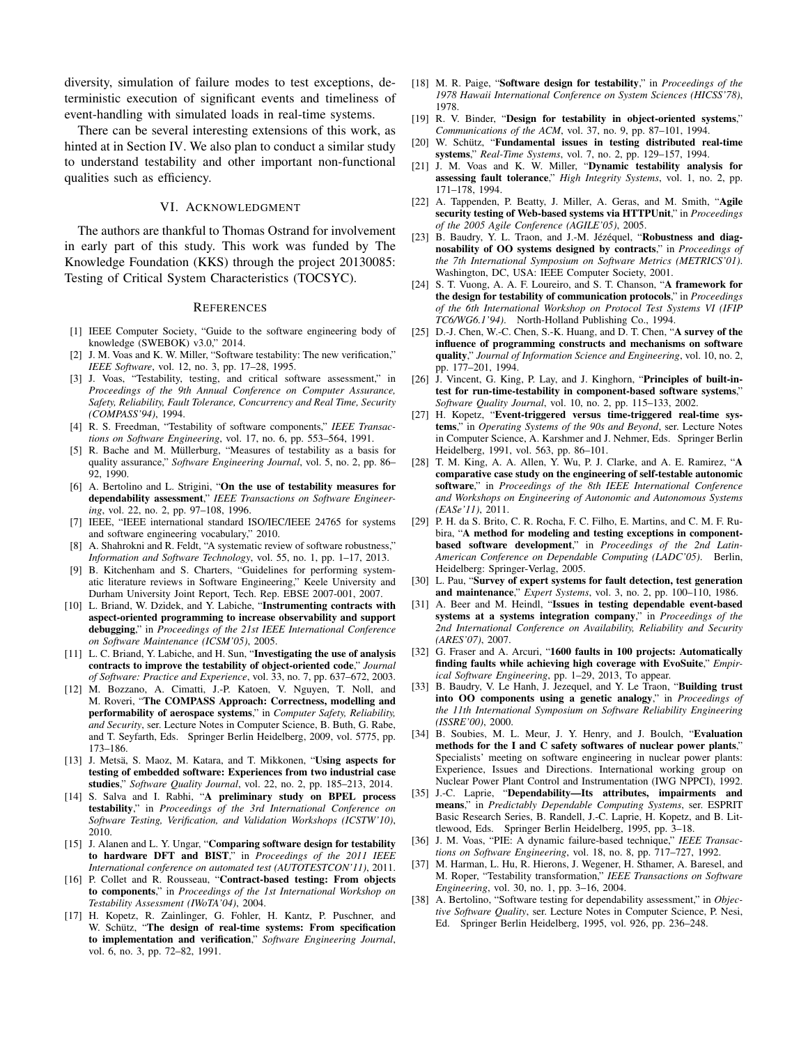diversity, simulation of failure modes to test exceptions, deterministic execution of significant events and timeliness of event-handling with simulated loads in real-time systems.

There can be several interesting extensions of this work, as hinted at in Section IV. We also plan to conduct a similar study to understand testability and other important non-functional qualities such as efficiency.

## VI. Acknowledgment

The authors are thankful to Thomas Ostrand for involvement in early part of this study. This work was funded by The Knowledge Foundation (KKS) through the project 20130085: Testing of Critical System Characteristics (TOCSYC).

## References

[1] IEEE Computer Society, "Guide to the software engineering body of knowledge (SWEBOK) v3.0," 2014.

[2] J. M. Voas and K. W. Miller, "Software testability: The new verification," *IEEE Software*, vol. 12, no. 3, pp. 17–28, 1995.

[3] J. Voas, "Testability, testing, and critical software assessment," in *Proceedings of the 9th Annual Conference on Computer Assurance, Safety, Reliability, Fault Tolerance, Concurrency and Real Time, Security (COMPASS'94)*, 1994.

[4] R. S. Freedman, "Testability of software components," *IEEE Transactions on Software Engineering*, vol. 17, no. 6, pp. 553–564, 1991.

[5] R. Bache and M. Müllerburg, "Measures of testability as a basis for quality assurance," *Software Engineering Journal*, vol. 5, no. 2, pp. 86–92, 1990.

[6] A. Bertolino and L. Strigini, "**On the use of testability measures for dependability assessment**," *IEEE Transactions on Software Engineering*, vol. 22, no. 2, pp. 97–108, 1996.

[7] IEEE, "IEEE international standard ISO/IEC/IEEE 24765 for systems and software engineering vocabulary," 2010.

[8] A. Shahrokni and R. Feldt, "A systematic review of software robustness," *Information and Software Technology*, vol. 55, no. 1, pp. 1–17, 2013.

[9] B. Kitchenham and S. Charters, "Guidelines for performing systematic literature reviews in Software Engineering," Keele University and Durham University Joint Report, Tech. Rep. EBSE 2007-001, 2007.

[10] L. Briand, W. Dzidek, and Y. Labiche, "**Instrumenting contracts with aspect-oriented programming to increase observability and support debugging**," in *Proceedings of the 21st IEEE International Conference on Software Maintenance (ICSM'05)*, 2005.

[11] L. C. Briand, Y. Labiche, and H. Sun, "**Investigating the use of analysis contracts to improve the testability of object-oriented code**," *Journal of Software: Practice and Experience*, vol. 33, no. 7, pp. 637–672, 2003.

[12] M. Bozzano, A. Cimatti, J.-P. Katoen, V. Nguyen, T. Noll, and M. Roveri, "**The COMPASS Approach: Correctness, modelling and performability of aerospace systems**," in *Computer Safety, Reliability, and Security*, ser. Lecture Notes in Computer Science, B. Buth, G. Rabe, and T. Seyfarth, Eds. Springer Berlin Heidelberg, 2009, vol. 5775, pp. 173–186.

[13] J. Metsä, S. Maoz, M. Katara, and T. Mikkonen, "**Using aspects for testing of embedded software: Experiences from two industrial case studies**," *Software Quality Journal*, vol. 22, no. 2, pp. 185–213, 2014.

[14] S. Salva and I. Rabhi, "**A preliminary study on BPEL process testability**," in *Proceedings of the 3rd International Conference on Software Testing, Verification, and Validation Workshops (ICSTW'10)*, 2010.

[15] J. Alanen and L. Y. Ungar, "**Comparing software design for testability to hardware DFT and BIST**," in *Proceedings of the 2011 IEEE International conference on automated test (AUTOTESTCON'11)*, 2011.

[16] P. Collet and R. Rousseau, "**Contract-based testing: From objects to components**," in *Proceedings of the 1st International Workshop on Testability Assessment (IWoTA'04)*, 2004.

[17] H. Kopetz, R. Zainlinger, G. Fohler, H. Kantz, P. Puschner, and W. Schütz, "**The design of real-time systems: From specification to implementation and verification**," *Software Engineering Journal*, vol. 6, no. 3, pp. 72–82, 1991.

[18] M. R. Paige, "**Software design for testability**," in *Proceedings of the 1978 Hawaii International Conference on System Sciences (HICSS'78)*, 1978.

[19] R. V. Binder, "**Design for testability in object-oriented systems**," *Communications of the ACM*, vol. 37, no. 9, pp. 87–101, 1994.

[20] W. Schütz, "**Fundamental issues in testing distributed real-time systems**," *Real-Time Systems*, vol. 7, no. 2, pp. 129–157, 1994.

[21] J. M. Voas and K. W. Miller, "**Dynamic testability analysis for assessing fault tolerance**," *High Integrity Systems*, vol. 1, no. 2, pp. 171–178, 1994.

[22] A. Tappenden, P. Beatty, J. Miller, A. Geras, and M. Smith, "**Agile security testing of Web-based systems via HTTPUnit**," in *Proceedings of the 2005 Agile Conference (AGILE'05)*, 2005.

[23] B. Baudry, Y. L. Traon, and J.-M. Jézéquel, "**Robustness and diagnosability of OO systems designed by contracts**," in *Proceedings of the 7th International Symposium on Software Metrics (METRICS'01)*. Washington, DC, USA: IEEE Computer Society, 2001.

[24] S. T. Vuong, A. A. F. Loureiro, and S. T. Chanson, "**A framework for the design for testability of communication protocols**," in *Proceedings of the 6th International Workshop on Protocol Test Systems VI (IFIP TC6/WG6.1'94)*. North-Holland Publishing Co., 1994.

[25] D.-J. Chen, W.-C. Chen, S.-K. Huang, and D. T. Chen, "**A survey of the influence of programming constructs and mechanisms on software quality**," *Journal of Information Science and Engineering*, vol. 10, no. 2, pp. 177–201, 1994.

[26] J. Vincent, G. King, P. Lay, and J. Kinghorn, "**Principles of built-in-test for run-time-testability in component-based software systems**," *Software Quality Journal*, vol. 10, no. 2, pp. 115–133, 2002.

[27] H. Kopetz, "**Event-triggered versus time-triggered real-time systems**," in *Operating Systems of the 90s and Beyond*, ser. Lecture Notes in Computer Science, A. Karshmer and J. Nehmer, Eds. Springer Berlin Heidelberg, 1991, vol. 563, pp. 86–101.

[28] T. M. King, A. A. Allen, Y. Wu, P. J. Clarke, and A. E. Ramirez, "**A comparative case study on the engineering of self-testable autonomic software**," in *Proceedings of the 8th IEEE International Conference and Workshops on Engineering of Autonomic and Autonomous Systems (EASe'11)*, 2011.

[29] P. H. da S. Brito, C. R. Rocha, F. C. Filho, E. Martins, and C. M. F. Rubira, "**A method for modeling and testing exceptions in component-based software development**," in *Proceedings of the 2nd Latin-American Conference on Dependable Computing (LADC'05)*. Berlin, Heidelberg: Springer-Verlag, 2005.

[30] L. Pau, "**Survey of expert systems for fault detection, test generation and maintenance**," *Expert Systems*, vol. 3, no. 2, pp. 100–110, 1986.

[31] A. Beer and M. Heindl, "**Issues in testing dependable event-based systems at a systems integration company**," in *Proceedings of the 2nd International Conference on Availability, Reliability and Security (ARES'07)*, 2007.

[32] G. Fraser and A. Arcuri, "**1600 faults in 100 projects: Automatically finding faults while achieving high coverage with EvoSuite**," *Empirical Software Engineering*, pp. 1–29, 2013, To appear.

[33] B. Baudry, V. Le Hanh, J. Jezequel, and Y. Le Traon, "**Building trust into OO components using a genetic analogy**," in *Proceedings of the 11th International Symposium on Software Reliability Engineering (ISSRE'00)*, 2000.

[34] B. Soubies, M. L. Meur, J. Y. Henry, and J. Boulch, "**Evaluation methods for the I and C safety softwares of nuclear power plants**," Specialists' meeting on software engineering in nuclear power plants: Experience, Issues and Directions. International working group on Nuclear Power Plant Control and Instrumentation (IWG NPPCI), 1992.

[35] J.-C. Laprie, "**Dependability—Its attributes, impairments and means**," in *Predictably Dependable Computing Systems*, ser. ESPRIT Basic Research Series, B. Randell, J.-C. Laprie, H. Kopetz, and B. Littlewood, Eds. Springer Berlin Heidelberg, 1995, pp. 3–18.

[36] J. M. Voas, "PIE: A dynamic failure-based technique," *IEEE Transactions on Software Engineering*, vol. 18, no. 8, pp. 717–727, 1992.

[37] M. Harman, L. Hu, R. Hierons, J. Wegener, H. Sthamer, A. Baresel, and M. Roper, "Testability transformation," *IEEE Transactions on Software Engineering*, vol. 30, no. 1, pp. 3–16, 2004.

[38] A. Bertolino, "Software testing for dependability assessment," in *Objective Software Quality*, ser. Lecture Notes in Computer Science, P. Nesi, Ed. Springer Berlin Heidelberg, 1995, vol. 926, pp. 236–248.